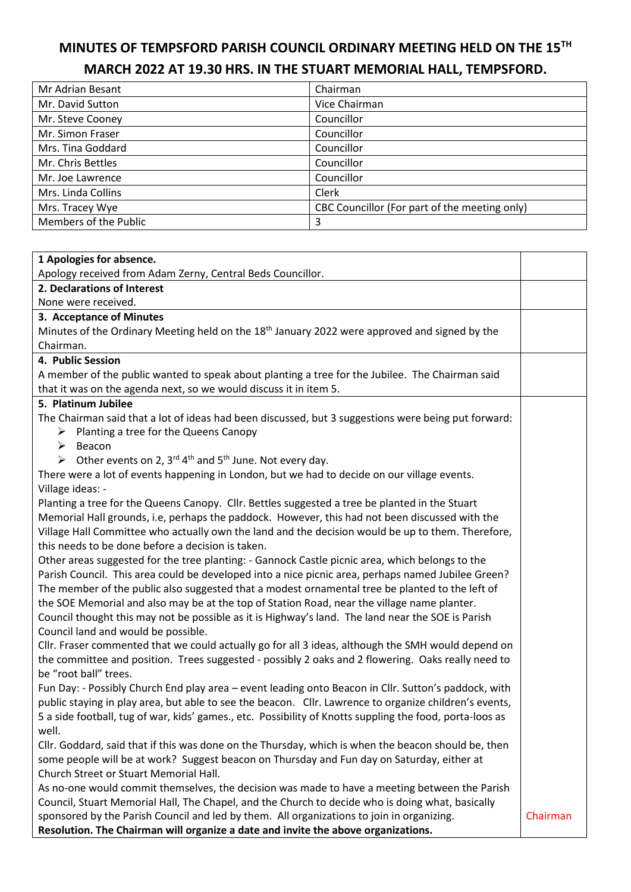# MINUTES OF TEMPSFORD PARISH COUNCIL ORDINARY MEETING HELD ON THE 15TH MARCH 2022 AT 19.30 HRS. IN THE STUART MEMORIAL HALL, TEMPSFORD.

| | |
|---|---|
| Mr Adrian Besant | Chairman |
| Mr. David Sutton | Vice Chairman |
| Mr. Steve Cooney | Councillor |
| Mr. Simon Fraser | Councillor |
| Mrs. Tina Goddard | Councillor |
| Mr. Chris Bettles | Councillor |
| Mr. Joe Lawrence | Councillor |
| Mrs. Linda Collins | Clerk |
| Mrs. Tracey Wye | CBC Councillor (For part of the meeting only) |
| Members of the Public | 3 |

**1 Apologies for absence.**

Apology received from Adam Zerny, Central Beds Councillor.

**2. Declarations of Interest**

None were received.

**3. Acceptance of Minutes**

Minutes of the Ordinary Meeting held on the 18th January 2022 were approved and signed by the Chairman.

**4. Public Session**

A member of the public wanted to speak about planting a tree for the Jubilee. The Chairman said that it was on the agenda next, so we would discuss it in item 5.

**5. Platinum Jubilee**

The Chairman said that a lot of ideas had been discussed, but 3 suggestions were being put forward:

- Planting a tree for the Queens Canopy
- Beacon
- Other events on 2, 3rd 4th and 5th June. Not every day.

There were a lot of events happening in London, but we had to decide on our village events.

Village ideas: -

Planting a tree for the Queens Canopy. Cllr. Bettles suggested a tree be planted in the Stuart Memorial Hall grounds, i.e, perhaps the paddock. However, this had not been discussed with the Village Hall Committee who actually own the land and the decision would be up to them. Therefore, this needs to be done before a decision is taken.

Other areas suggested for the tree planting: - Gannock Castle picnic area, which belongs to the Parish Council. This area could be developed into a nice picnic area, perhaps named Jubilee Green?

The member of the public also suggested that a modest ornamental tree be planted to the left of the SOE Memorial and also may be at the top of Station Road, near the village name planter.

Council thought this may not be possible as it is Highway's land. The land near the SOE is Parish Council land and would be possible.

Cllr. Fraser commented that we could actually go for all 3 ideas, although the SMH would depend on the committee and position. Trees suggested - possibly 2 oaks and 2 flowering. Oaks really need to be "root ball" trees.

Fun Day: - Possibly Church End play area – event leading onto Beacon in Cllr. Sutton's paddock, with public staying in play area, but able to see the beacon. Cllr. Lawrence to organize children's events, 5 a side football, tug of war, kids' games., etc. Possibility of Knotts suppling the food, porta-loos as well.

Cllr. Goddard, said that if this was done on the Thursday, which is when the beacon should be, then some people will be at work? Suggest beacon on Thursday and Fun day on Saturday, either at Church Street or Stuart Memorial Hall.

As no-one would commit themselves, the decision was made to have a meeting between the Parish Council, Stuart Memorial Hall, The Chapel, and the Church to decide who is doing what, basically sponsored by the Parish Council and led by them. All organizations to join in organizing.

**Resolution. The Chairman will organize a date and invite the above organizations.** — Chairman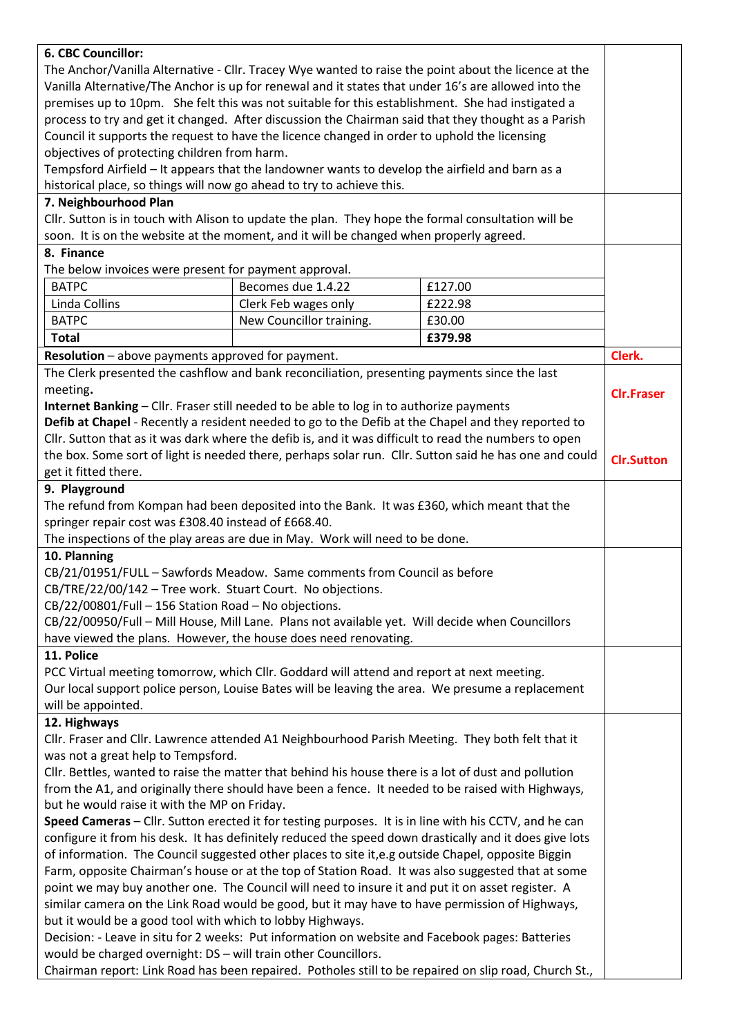**6. CBC Councillor:**

The Anchor/Vanilla Alternative - Cllr. Tracey Wye wanted to raise the point about the licence at the Vanilla Alternative/The Anchor is up for renewal and it states that under 16's are allowed into the premises up to 10pm. She felt this was not suitable for this establishment. She had instigated a process to try and get it changed. After discussion the Chairman said that they thought as a Parish Council it supports the request to have the licence changed in order to uphold the licensing objectives of protecting children from harm.

Tempsford Airfield – It appears that the landowner wants to develop the airfield and barn as a historical place, so things will now go ahead to try to achieve this.

**7. Neighbourhood Plan**

Cllr. Sutton is in touch with Alison to update the plan. They hope the formal consultation will be soon. It is on the website at the moment, and it will be changed when properly agreed.

**8. Finance**

The below invoices were present for payment approval.

| BATPC | Becomes due 1.4.22 | £127.00 |
|---|---|---|
| Linda Collins | Clerk Feb wages only | £222.98 |
| BATPC | New Councillor training. | £30.00 |
| **Total** | | **£379.98** |

**Resolution** – above payments approved for payment. **Clerk.**

The Clerk presented the cashflow and bank reconciliation, presenting payments since the last meeting.

**Internet Banking** – Cllr. Fraser still needed to be able to log in to authorize payments **Clr.Fraser**

**Defib at Chapel** - Recently a resident needed to go to the Defib at the Chapel and they reported to Cllr. Sutton that as it was dark where the defib is, and it was difficult to read the numbers to open the box. Some sort of light is needed there, perhaps solar run. Cllr. Sutton said he has one and could get it fitted there. **Clr.Sutton**

**9. Playground**

The refund from Kompan had been deposited into the Bank. It was £360, which meant that the springer repair cost was £308.40 instead of £668.40.

The inspections of the play areas are due in May. Work will need to be done.

**10. Planning**

CB/21/01951/FULL – Sawfords Meadow. Same comments from Council as before

CB/TRE/22/00/142 – Tree work. Stuart Court. No objections.

CB/22/00801/Full – 156 Station Road – No objections.

CB/22/00950/Full – Mill House, Mill Lane. Plans not available yet. Will decide when Councillors have viewed the plans. However, the house does need renovating.

**11. Police**

PCC Virtual meeting tomorrow, which Cllr. Goddard will attend and report at next meeting.

Our local support police person, Louise Bates will be leaving the area. We presume a replacement will be appointed.

**12. Highways**

Cllr. Fraser and Cllr. Lawrence attended A1 Neighbourhood Parish Meeting. They both felt that it was not a great help to Tempsford.

Cllr. Bettles, wanted to raise the matter that behind his house there is a lot of dust and pollution from the A1, and originally there should have been a fence. It needed to be raised with Highways, but he would raise it with the MP on Friday.

**Speed Cameras** – Cllr. Sutton erected it for testing purposes. It is in line with his CCTV, and he can configure it from his desk. It has definitely reduced the speed down drastically and it does give lots of information. The Council suggested other places to site it,e.g outside Chapel, opposite Biggin Farm, opposite Chairman's house or at the top of Station Road. It was also suggested that at some point we may buy another one. The Council will need to insure it and put it on asset register. A similar camera on the Link Road would be good, but it may have to have permission of Highways, but it would be a good tool with which to lobby Highways.

Decision: - Leave in situ for 2 weeks: Put information on website and Facebook pages: Batteries would be charged overnight: DS – will train other Councillors.

Chairman report: Link Road has been repaired. Potholes still to be repaired on slip road, Church St.,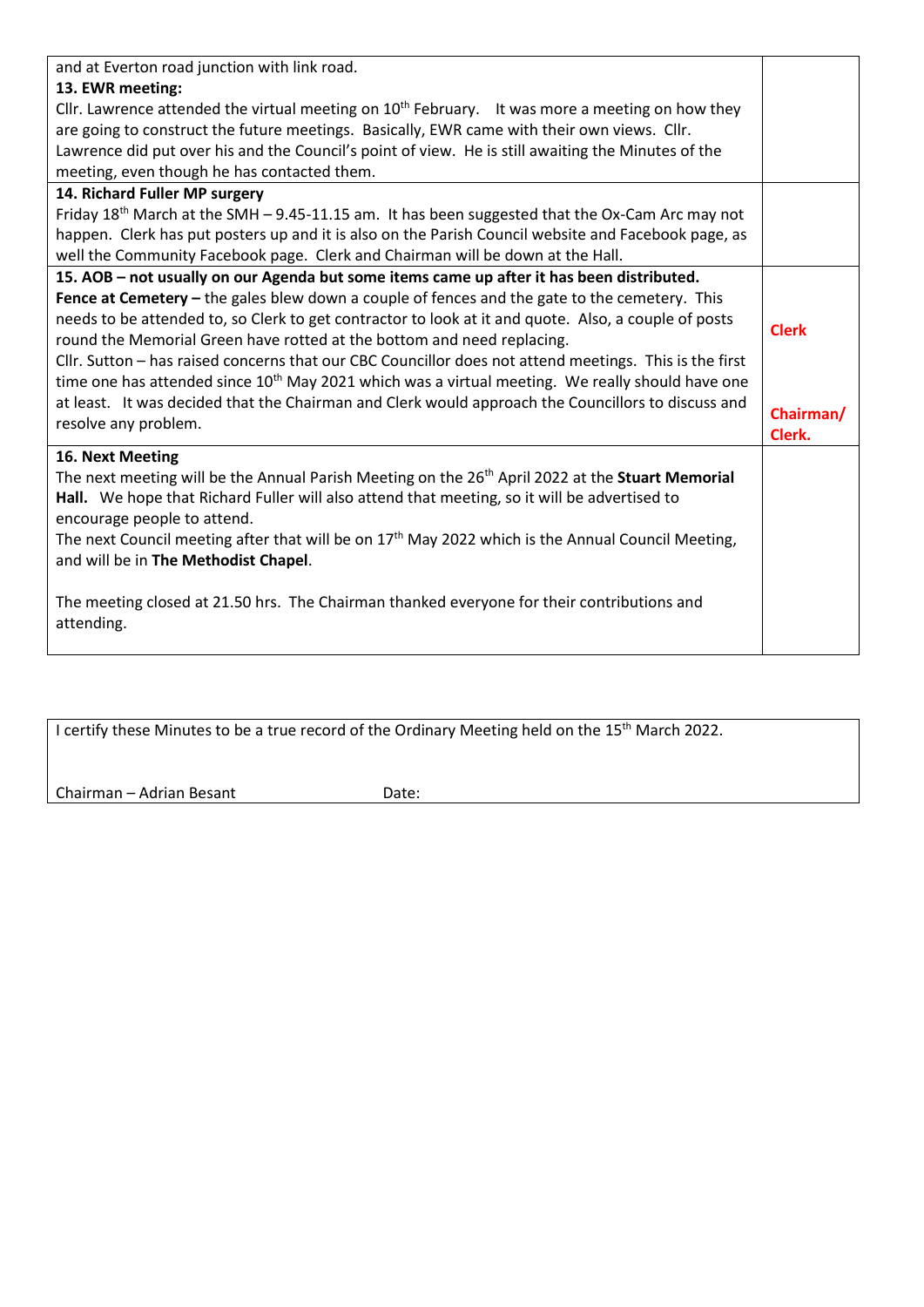| | |
|---|---|
| and at Everton road junction with link road.<br>**13. EWR meeting:**<br>Cllr. Lawrence attended the virtual meeting on 10th February. It was more a meeting on how they are going to construct the future meetings. Basically, EWR came with their own views. Cllr. Lawrence did put over his and the Council's point of view. He is still awaiting the Minutes of the meeting, even though he has contacted them. | |
| **14. Richard Fuller MP surgery**<br>Friday 18th March at the SMH – 9.45-11.15 am. It has been suggested that the Ox-Cam Arc may not happen. Clerk has put posters up and it is also on the Parish Council website and Facebook page, as well the Community Facebook page. Clerk and Chairman will be down at the Hall. | |
| **15. AOB – not usually on our Agenda but some items came up after it has been distributed.**<br>**Fence at Cemetery –** the gales blew down a couple of fences and the gate to the cemetery. This needs to be attended to, so Clerk to get contractor to look at it and quote. Also, a couple of posts round the Memorial Green have rotted at the bottom and need replacing.<br>Cllr. Sutton – has raised concerns that our CBC Councillor does not attend meetings. This is the first time one has attended since 10th May 2021 which was a virtual meeting. We really should have one at least. It was decided that the Chairman and Clerk would approach the Councillors to discuss and resolve any problem. | **Clerk**<br><br>**Chairman/ Clerk.** |
| **16. Next Meeting**<br>The next meeting will be the Annual Parish Meeting on the 26th April 2022 at the **Stuart Memorial Hall.** We hope that Richard Fuller will also attend that meeting, so it will be advertised to encourage people to attend.<br>The next Council meeting after that will be on 17th May 2022 which is the Annual Council Meeting, and will be in **The Methodist Chapel**.<br><br>The meeting closed at 21.50 hrs. The Chairman thanked everyone for their contributions and attending. | |

I certify these Minutes to be a true record of the Ordinary Meeting held on the 15th March 2022.

Chairman – Adrian Besant Date: